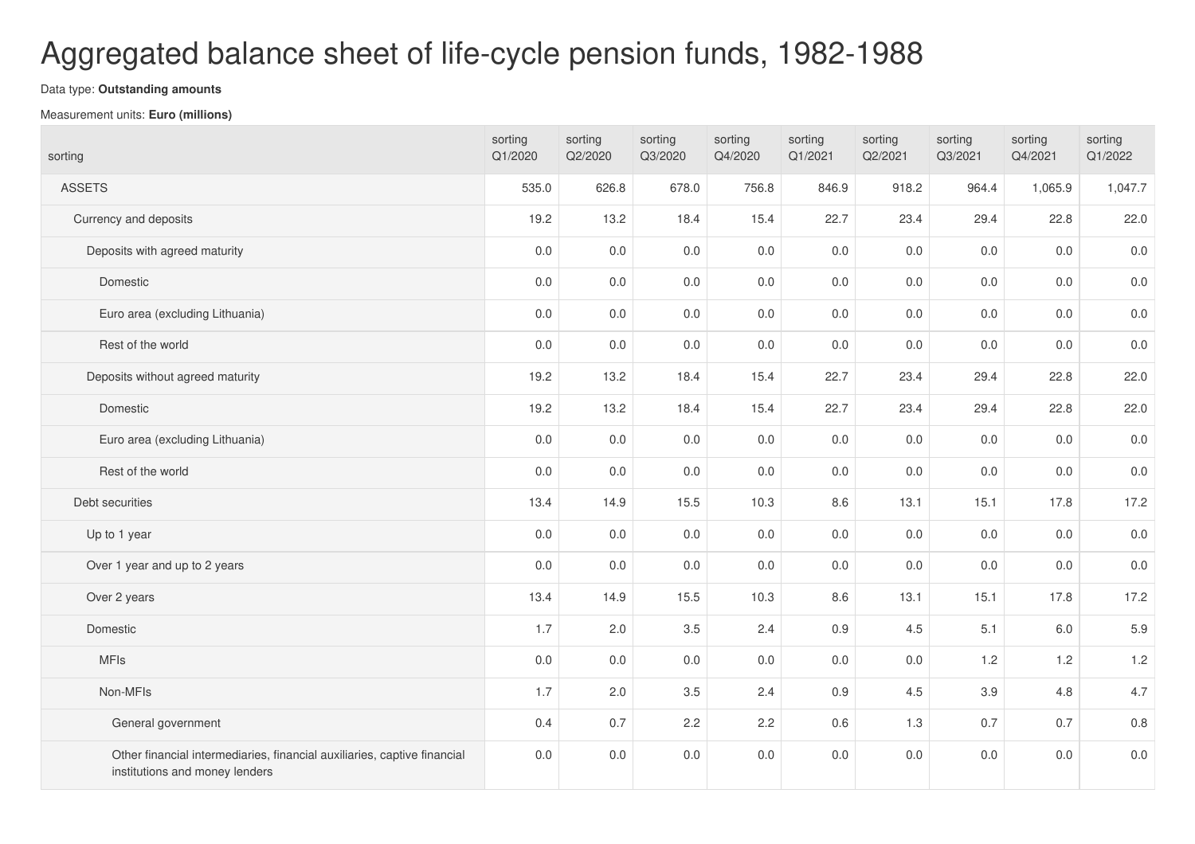# Aggregated balance sheet of life-cycle pension funds, 1982-1988

Data type: **Outstanding amounts**

Measurement units: **Euro (millions)**

| sorting | sorting Q1/2020 | sorting Q2/2020 | sorting Q3/2020 | sorting Q4/2020 | sorting Q1/2021 | sorting Q2/2021 | sorting Q3/2021 | sorting Q4/2021 | sorting Q1/2022 |
|---|---|---|---|---|---|---|---|---|---|
| ASSETS | 535.0 | 626.8 | 678.0 | 756.8 | 846.9 | 918.2 | 964.4 | 1,065.9 | 1,047.7 |
| Currency and deposits | 19.2 | 13.2 | 18.4 | 15.4 | 22.7 | 23.4 | 29.4 | 22.8 | 22.0 |
| Deposits with agreed maturity | 0.0 | 0.0 | 0.0 | 0.0 | 0.0 | 0.0 | 0.0 | 0.0 | 0.0 |
| Domestic | 0.0 | 0.0 | 0.0 | 0.0 | 0.0 | 0.0 | 0.0 | 0.0 | 0.0 |
| Euro area (excluding Lithuania) | 0.0 | 0.0 | 0.0 | 0.0 | 0.0 | 0.0 | 0.0 | 0.0 | 0.0 |
| Rest of the world | 0.0 | 0.0 | 0.0 | 0.0 | 0.0 | 0.0 | 0.0 | 0.0 | 0.0 |
| Deposits without agreed maturity | 19.2 | 13.2 | 18.4 | 15.4 | 22.7 | 23.4 | 29.4 | 22.8 | 22.0 |
| Domestic | 19.2 | 13.2 | 18.4 | 15.4 | 22.7 | 23.4 | 29.4 | 22.8 | 22.0 |
| Euro area (excluding Lithuania) | 0.0 | 0.0 | 0.0 | 0.0 | 0.0 | 0.0 | 0.0 | 0.0 | 0.0 |
| Rest of the world | 0.0 | 0.0 | 0.0 | 0.0 | 0.0 | 0.0 | 0.0 | 0.0 | 0.0 |
| Debt securities | 13.4 | 14.9 | 15.5 | 10.3 | 8.6 | 13.1 | 15.1 | 17.8 | 17.2 |
| Up to 1 year | 0.0 | 0.0 | 0.0 | 0.0 | 0.0 | 0.0 | 0.0 | 0.0 | 0.0 |
| Over 1 year and up to 2 years | 0.0 | 0.0 | 0.0 | 0.0 | 0.0 | 0.0 | 0.0 | 0.0 | 0.0 |
| Over 2 years | 13.4 | 14.9 | 15.5 | 10.3 | 8.6 | 13.1 | 15.1 | 17.8 | 17.2 |
| Domestic | 1.7 | 2.0 | 3.5 | 2.4 | 0.9 | 4.5 | 5.1 | 6.0 | 5.9 |
| MFIs | 0.0 | 0.0 | 0.0 | 0.0 | 0.0 | 0.0 | 1.2 | 1.2 | 1.2 |
| Non-MFIs | 1.7 | 2.0 | 3.5 | 2.4 | 0.9 | 4.5 | 3.9 | 4.8 | 4.7 |
| General government | 0.4 | 0.7 | 2.2 | 2.2 | 0.6 | 1.3 | 0.7 | 0.7 | 0.8 |
| Other financial intermediaries, financial auxiliaries, captive financial institutions and money lenders | 0.0 | 0.0 | 0.0 | 0.0 | 0.0 | 0.0 | 0.0 | 0.0 | 0.0 |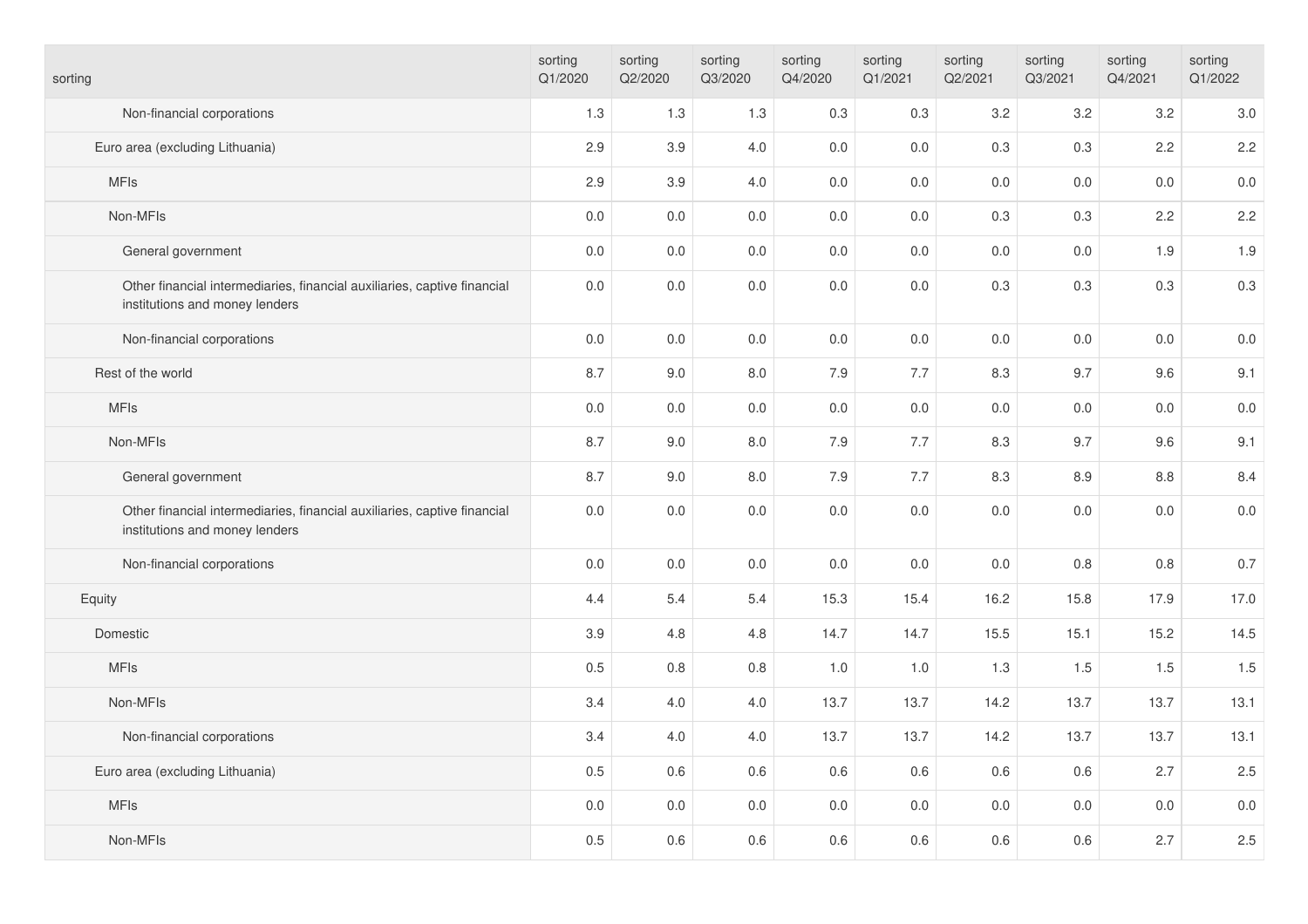| sorting | sorting Q1/2020 | sorting Q2/2020 | sorting Q3/2020 | sorting Q4/2020 | sorting Q1/2021 | sorting Q2/2021 | sorting Q3/2021 | sorting Q4/2021 | sorting Q1/2022 |
|---|---|---|---|---|---|---|---|---|---|
| Non-financial corporations | 1.3 | 1.3 | 1.3 | 0.3 | 0.3 | 3.2 | 3.2 | 3.2 | 3.0 |
| Euro area (excluding Lithuania) | 2.9 | 3.9 | 4.0 | 0.0 | 0.0 | 0.3 | 0.3 | 2.2 | 2.2 |
| MFIs | 2.9 | 3.9 | 4.0 | 0.0 | 0.0 | 0.0 | 0.0 | 0.0 | 0.0 |
| Non-MFIs | 0.0 | 0.0 | 0.0 | 0.0 | 0.0 | 0.3 | 0.3 | 2.2 | 2.2 |
| General government | 0.0 | 0.0 | 0.0 | 0.0 | 0.0 | 0.0 | 0.0 | 1.9 | 1.9 |
| Other financial intermediaries, financial auxiliaries, captive financial institutions and money lenders | 0.0 | 0.0 | 0.0 | 0.0 | 0.0 | 0.3 | 0.3 | 0.3 | 0.3 |
| Non-financial corporations | 0.0 | 0.0 | 0.0 | 0.0 | 0.0 | 0.0 | 0.0 | 0.0 | 0.0 |
| Rest of the world | 8.7 | 9.0 | 8.0 | 7.9 | 7.7 | 8.3 | 9.7 | 9.6 | 9.1 |
| MFIs | 0.0 | 0.0 | 0.0 | 0.0 | 0.0 | 0.0 | 0.0 | 0.0 | 0.0 |
| Non-MFIs | 8.7 | 9.0 | 8.0 | 7.9 | 7.7 | 8.3 | 9.7 | 9.6 | 9.1 |
| General government | 8.7 | 9.0 | 8.0 | 7.9 | 7.7 | 8.3 | 8.9 | 8.8 | 8.4 |
| Other financial intermediaries, financial auxiliaries, captive financial institutions and money lenders | 0.0 | 0.0 | 0.0 | 0.0 | 0.0 | 0.0 | 0.0 | 0.0 | 0.0 |
| Non-financial corporations | 0.0 | 0.0 | 0.0 | 0.0 | 0.0 | 0.0 | 0.8 | 0.8 | 0.7 |
| Equity | 4.4 | 5.4 | 5.4 | 15.3 | 15.4 | 16.2 | 15.8 | 17.9 | 17.0 |
| Domestic | 3.9 | 4.8 | 4.8 | 14.7 | 14.7 | 15.5 | 15.1 | 15.2 | 14.5 |
| MFIs | 0.5 | 0.8 | 0.8 | 1.0 | 1.0 | 1.3 | 1.5 | 1.5 | 1.5 |
| Non-MFIs | 3.4 | 4.0 | 4.0 | 13.7 | 13.7 | 14.2 | 13.7 | 13.7 | 13.1 |
| Non-financial corporations | 3.4 | 4.0 | 4.0 | 13.7 | 13.7 | 14.2 | 13.7 | 13.7 | 13.1 |
| Euro area (excluding Lithuania) | 0.5 | 0.6 | 0.6 | 0.6 | 0.6 | 0.6 | 0.6 | 2.7 | 2.5 |
| MFIs | 0.0 | 0.0 | 0.0 | 0.0 | 0.0 | 0.0 | 0.0 | 0.0 | 0.0 |
| Non-MFIs | 0.5 | 0.6 | 0.6 | 0.6 | 0.6 | 0.6 | 0.6 | 2.7 | 2.5 |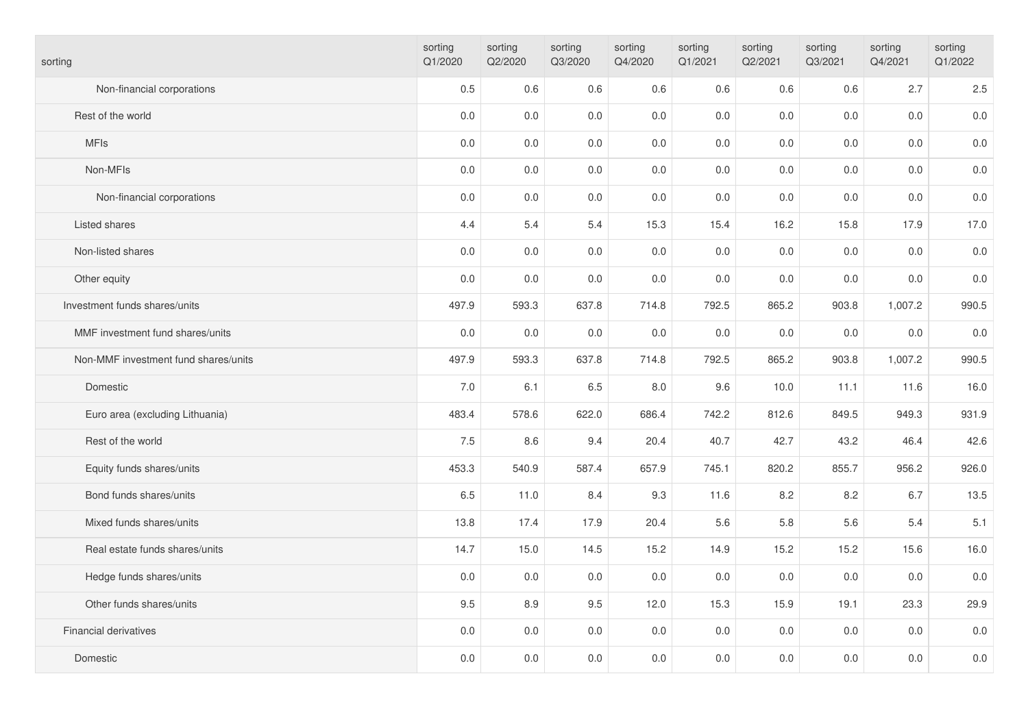| sorting | sorting Q1/2020 | sorting Q2/2020 | sorting Q3/2020 | sorting Q4/2020 | sorting Q1/2021 | sorting Q2/2021 | sorting Q3/2021 | sorting Q4/2021 | sorting Q1/2022 |
|---|---|---|---|---|---|---|---|---|---|
| Non-financial corporations | 0.5 | 0.6 | 0.6 | 0.6 | 0.6 | 0.6 | 0.6 | 2.7 | 2.5 |
| Rest of the world | 0.0 | 0.0 | 0.0 | 0.0 | 0.0 | 0.0 | 0.0 | 0.0 | 0.0 |
| MFIs | 0.0 | 0.0 | 0.0 | 0.0 | 0.0 | 0.0 | 0.0 | 0.0 | 0.0 |
| Non-MFIs | 0.0 | 0.0 | 0.0 | 0.0 | 0.0 | 0.0 | 0.0 | 0.0 | 0.0 |
| Non-financial corporations | 0.0 | 0.0 | 0.0 | 0.0 | 0.0 | 0.0 | 0.0 | 0.0 | 0.0 |
| Listed shares | 4.4 | 5.4 | 5.4 | 15.3 | 15.4 | 16.2 | 15.8 | 17.9 | 17.0 |
| Non-listed shares | 0.0 | 0.0 | 0.0 | 0.0 | 0.0 | 0.0 | 0.0 | 0.0 | 0.0 |
| Other equity | 0.0 | 0.0 | 0.0 | 0.0 | 0.0 | 0.0 | 0.0 | 0.0 | 0.0 |
| Investment funds shares/units | 497.9 | 593.3 | 637.8 | 714.8 | 792.5 | 865.2 | 903.8 | 1,007.2 | 990.5 |
| MMF investment fund shares/units | 0.0 | 0.0 | 0.0 | 0.0 | 0.0 | 0.0 | 0.0 | 0.0 | 0.0 |
| Non-MMF investment fund shares/units | 497.9 | 593.3 | 637.8 | 714.8 | 792.5 | 865.2 | 903.8 | 1,007.2 | 990.5 |
| Domestic | 7.0 | 6.1 | 6.5 | 8.0 | 9.6 | 10.0 | 11.1 | 11.6 | 16.0 |
| Euro area (excluding Lithuania) | 483.4 | 578.6 | 622.0 | 686.4 | 742.2 | 812.6 | 849.5 | 949.3 | 931.9 |
| Rest of the world | 7.5 | 8.6 | 9.4 | 20.4 | 40.7 | 42.7 | 43.2 | 46.4 | 42.6 |
| Equity funds shares/units | 453.3 | 540.9 | 587.4 | 657.9 | 745.1 | 820.2 | 855.7 | 956.2 | 926.0 |
| Bond funds shares/units | 6.5 | 11.0 | 8.4 | 9.3 | 11.6 | 8.2 | 8.2 | 6.7 | 13.5 |
| Mixed funds shares/units | 13.8 | 17.4 | 17.9 | 20.4 | 5.6 | 5.8 | 5.6 | 5.4 | 5.1 |
| Real estate funds shares/units | 14.7 | 15.0 | 14.5 | 15.2 | 14.9 | 15.2 | 15.2 | 15.6 | 16.0 |
| Hedge funds shares/units | 0.0 | 0.0 | 0.0 | 0.0 | 0.0 | 0.0 | 0.0 | 0.0 | 0.0 |
| Other funds shares/units | 9.5 | 8.9 | 9.5 | 12.0 | 15.3 | 15.9 | 19.1 | 23.3 | 29.9 |
| Financial derivatives | 0.0 | 0.0 | 0.0 | 0.0 | 0.0 | 0.0 | 0.0 | 0.0 | 0.0 |
| Domestic | 0.0 | 0.0 | 0.0 | 0.0 | 0.0 | 0.0 | 0.0 | 0.0 | 0.0 |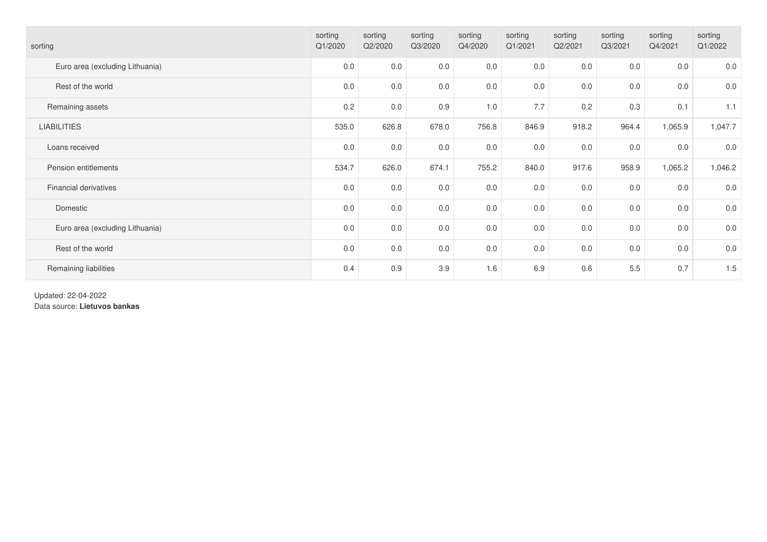| sorting | sorting Q1/2020 | sorting Q2/2020 | sorting Q3/2020 | sorting Q4/2020 | sorting Q1/2021 | sorting Q2/2021 | sorting Q3/2021 | sorting Q4/2021 | sorting Q1/2022 |
|---|---|---|---|---|---|---|---|---|---|
| Euro area (excluding Lithuania) | 0.0 | 0.0 | 0.0 | 0.0 | 0.0 | 0.0 | 0.0 | 0.0 | 0.0 |
| Rest of the world | 0.0 | 0.0 | 0.0 | 0.0 | 0.0 | 0.0 | 0.0 | 0.0 | 0.0 |
| Remaining assets | 0.2 | 0.0 | 0.9 | 1.0 | 7.7 | 0.2 | 0.3 | 0.1 | 1.1 |
| LIABILITIES | 535.0 | 626.8 | 678.0 | 756.8 | 846.9 | 918.2 | 964.4 | 1,065.9 | 1,047.7 |
| Loans received | 0.0 | 0.0 | 0.0 | 0.0 | 0.0 | 0.0 | 0.0 | 0.0 | 0.0 |
| Pension entitlements | 534.7 | 626.0 | 674.1 | 755.2 | 840.0 | 917.6 | 958.9 | 1,065.2 | 1,046.2 |
| Financial derivatives | 0.0 | 0.0 | 0.0 | 0.0 | 0.0 | 0.0 | 0.0 | 0.0 | 0.0 |
| Domestic | 0.0 | 0.0 | 0.0 | 0.0 | 0.0 | 0.0 | 0.0 | 0.0 | 0.0 |
| Euro area (excluding Lithuania) | 0.0 | 0.0 | 0.0 | 0.0 | 0.0 | 0.0 | 0.0 | 0.0 | 0.0 |
| Rest of the world | 0.0 | 0.0 | 0.0 | 0.0 | 0.0 | 0.0 | 0.0 | 0.0 | 0.0 |
| Remaining liabilities | 0.4 | 0.9 | 3.9 | 1.6 | 6.9 | 0.6 | 5.5 | 0.7 | 1.5 |

Updated: 22-04-2022
Data source: **Lietuvos bankas**